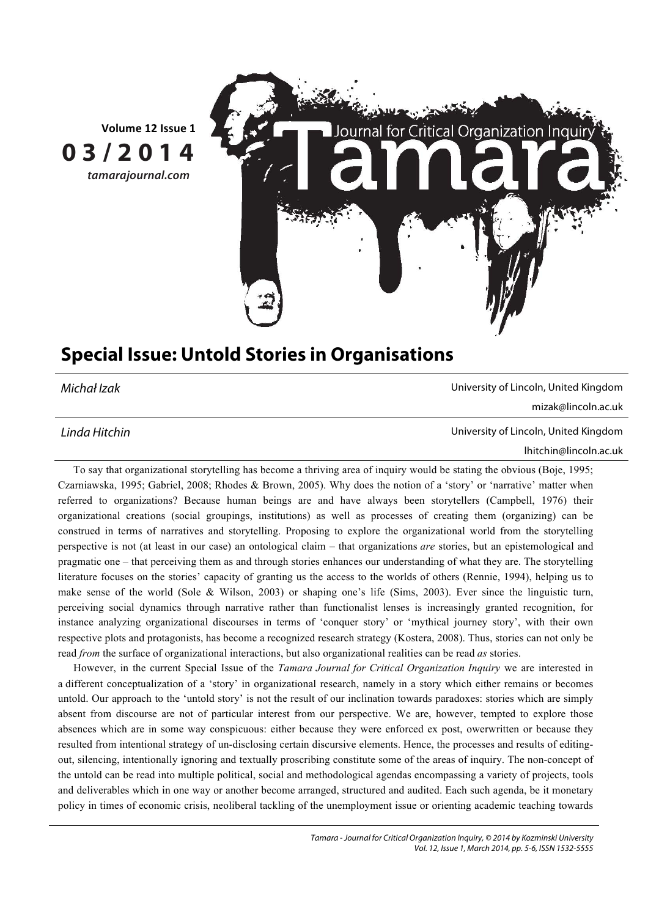# Special Issue: Untold Stories in Organisations

*Michał Izak* — University of Lincoln, United Kingdom
mizak@lincoln.ac.uk

*Linda Hitchin* — University of Lincoln, United Kingdom
lhitchin@lincoln.ac.uk

To say that organizational storytelling has become a thriving area of inquiry would be stating the obvious (Boje, 1995; Czarniawska, 1995; Gabriel, 2008; Rhodes & Brown, 2005). Why does the notion of a 'story' or 'narrative' matter when referred to organizations? Because human beings are and have always been storytellers (Campbell, 1976) their organizational creations (social groupings, institutions) as well as processes of creating them (organizing) can be construed in terms of narratives and storytelling. Proposing to explore the organizational world from the storytelling perspective is not (at least in our case) an ontological claim – that organizations *are* stories, but an epistemological and pragmatic one – that perceiving them as and through stories enhances our understanding of what they are. The storytelling literature focuses on the stories' capacity of granting us the access to the worlds of others (Rennie, 1994), helping us to make sense of the world (Sole & Wilson, 2003) or shaping one's life (Sims, 2003). Ever since the linguistic turn, perceiving social dynamics through narrative rather than functionalist lenses is increasingly granted recognition, for instance analyzing organizational discourses in terms of 'conquer story' or 'mythical journey story', with their own respective plots and protagonists, has become a recognized research strategy (Kostera, 2008). Thus, stories can not only be read *from* the surface of organizational interactions, but also organizational realities can be read *as* stories.

However, in the current Special Issue of the *Tamara Journal for Critical Organization Inquiry* we are interested in a different conceptualization of a 'story' in organizational research, namely in a story which either remains or becomes untold. Our approach to the 'untold story' is not the result of our inclination towards paradoxes: stories which are simply absent from discourse are not of particular interest from our perspective. We are, however, tempted to explore those absences which are in some way conspicuous: either because they were enforced ex post, owerwritten or because they resulted from intentional strategy of un-disclosing certain discursive elements. Hence, the processes and results of editing-out, silencing, intentionally ignoring and textually proscribing constitute some of the areas of inquiry. The non-concept of the untold can be read into multiple political, social and methodological agendas encompassing a variety of projects, tools and deliverables which in one way or another become arranged, structured and audited. Each such agenda, be it monetary policy in times of economic crisis, neoliberal tackling of the unemployment issue or orienting academic teaching towards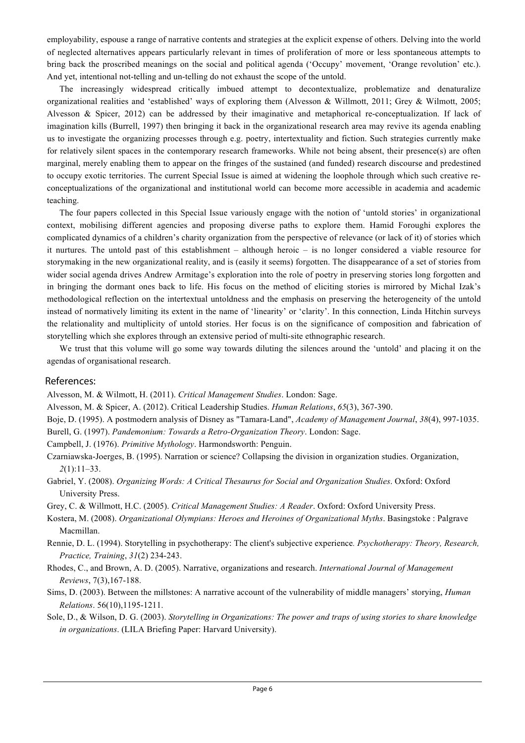employability, espouse a range of narrative contents and strategies at the explicit expense of others. Delving into the world of neglected alternatives appears particularly relevant in times of proliferation of more or less spontaneous attempts to bring back the proscribed meanings on the social and political agenda ('Occupy' movement, 'Orange revolution' etc.). And yet, intentional not-telling and un-telling do not exhaust the scope of the untold.

The increasingly widespread critically imbued attempt to decontextualize, problematize and denaturalize organizational realities and 'established' ways of exploring them (Alvesson & Willmott, 2011; Grey & Wilmott, 2005; Alvesson & Spicer, 2012) can be addressed by their imaginative and metaphorical re-conceptualization. If lack of imagination kills (Burrell, 1997) then bringing it back in the organizational research area may revive its agenda enabling us to investigate the organizing processes through e.g. poetry, intertextuality and fiction. Such strategies currently make for relatively silent spaces in the contemporary research frameworks. While not being absent, their presence(s) are often marginal, merely enabling them to appear on the fringes of the sustained (and funded) research discourse and predestined to occupy exotic territories. The current Special Issue is aimed at widening the loophole through which such creative re-conceptualizations of the organizational and institutional world can become more accessible in academia and academic teaching.

The four papers collected in this Special Issue variously engage with the notion of 'untold stories' in organizational context, mobilising different agencies and proposing diverse paths to explore them. Hamid Foroughi explores the complicated dynamics of a children's charity organization from the perspective of relevance (or lack of it) of stories which it nurtures. The untold past of this establishment – although heroic – is no longer considered a viable resource for storymaking in the new organizational reality, and is (easily it seems) forgotten. The disappearance of a set of stories from wider social agenda drives Andrew Armitage's exploration into the role of poetry in preserving stories long forgotten and in bringing the dormant ones back to life. His focus on the method of eliciting stories is mirrored by Michal Izak's methodological reflection on the intertextual untoldness and the emphasis on preserving the heterogeneity of the untold instead of normatively limiting its extent in the name of 'linearity' or 'clarity'. In this connection, Linda Hitchin surveys the relationality and multiplicity of untold stories. Her focus is on the significance of composition and fabrication of storytelling which she explores through an extensive period of multi-site ethnographic research.

We trust that this volume will go some way towards diluting the silences around the 'untold' and placing it on the agendas of organisational research.

## References:

Alvesson, M. & Wilmott, H. (2011). *Critical Management Studies*. London: Sage.

Alvesson, M. & Spicer, A. (2012). Critical Leadership Studies. *Human Relations*, *65*(3), 367-390.

Boje, D. (1995). A postmodern analysis of Disney as "Tamara-Land", *Academy of Management Journal*, *38*(4), 997-1035.

Burell, G. (1997). *Pandemonium: Towards a Retro-Organization Theory*. London: Sage.

Campbell, J. (1976). *Primitive Mythology*. Harmondsworth: Penguin.

Czarniawska-Joerges, B. (1995). Narration or science? Collapsing the division in organization studies. Organization, *2*(1):11–33.

Gabriel, Y. (2008). *Organizing Words: A Critical Thesaurus for Social and Organization Studies*. Oxford: Oxford University Press.

Grey, C. & Willmott, H.C. (2005). *Critical Management Studies: A Reader*. Oxford: Oxford University Press.

Kostera, M. (2008). *Organizational Olympians: Heroes and Heroines of Organizational Myths*. Basingstoke : Palgrave Macmillan.

Rennie, D. L. (1994). Storytelling in psychotherapy: The client's subjective experience. *Psychotherapy: Theory, Research, Practice, Training*, *31*(2) 234-243.

Rhodes, C., and Brown, A. D. (2005). Narrative, organizations and research. *International Journal of Management Reviews*, 7(3),167-188.

Sims, D. (2003). Between the millstones: A narrative account of the vulnerability of middle managers' storying, *Human Relations*. 56(10),1195-1211.

Sole, D., & Wilson, D. G. (2003). *Storytelling in Organizations: The power and traps of using stories to share knowledge in organizations*. (LILA Briefing Paper: Harvard University).